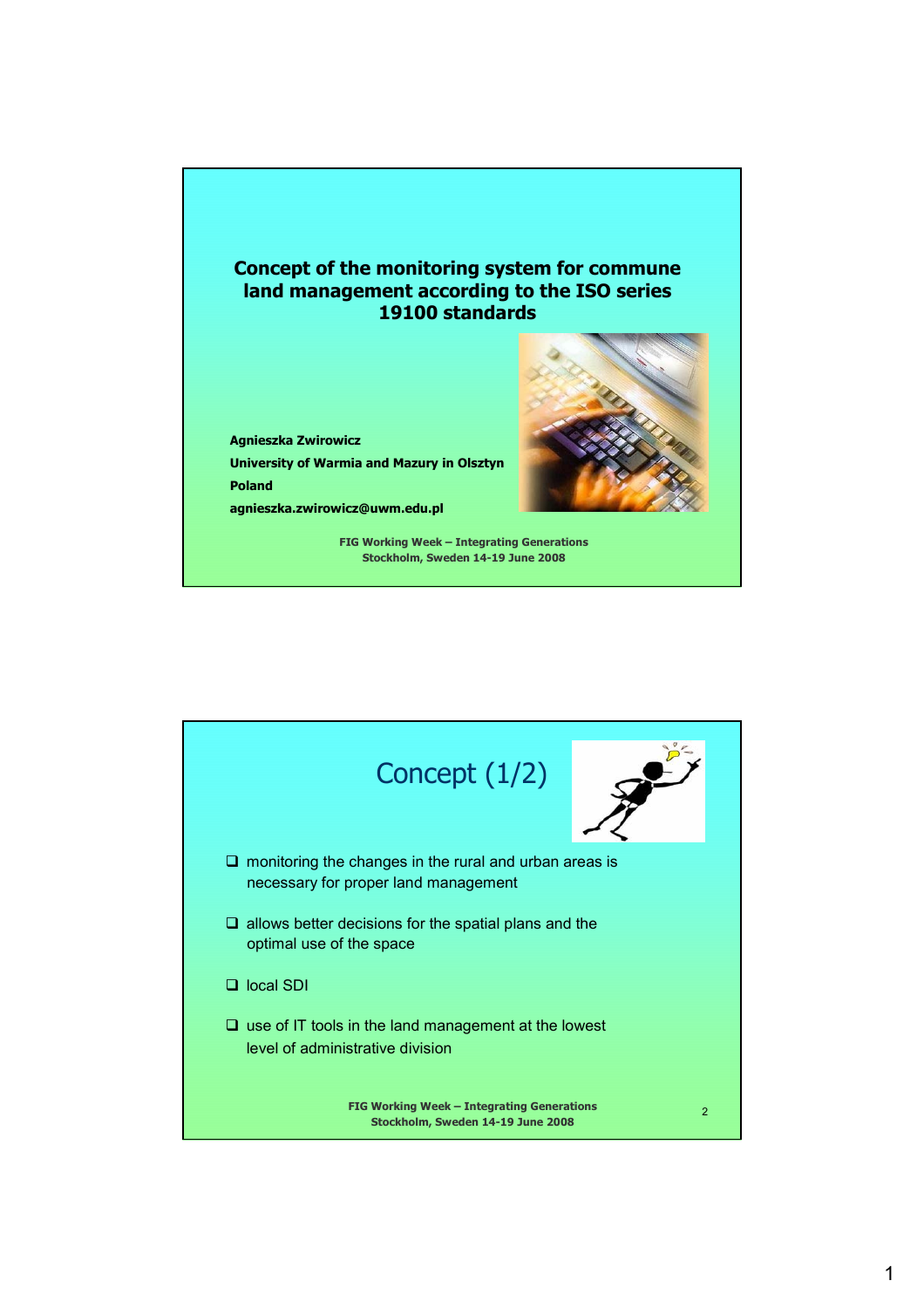# Concept of the monitoring system for commune land management according to the ISO series 19100 standards

**Agnieszka Zwirowicz**

**University of Warmia and Mazury in Olsztyn**

**Poland**

**agnieszka.zwirowicz@uwm.edu.pl**

**FIG Working Week – Integrating Generations**
**Stockholm, Sweden 14-19 June 2008**

## Concept (1/2)

- monitoring the changes in the rural and urban areas is necessary for proper land management
- allows better decisions for the spatial plans and the optimal use of the space
- local SDI
- use of IT tools in the land management at the lowest level of administrative division

**FIG Working Week – Integrating Generations**
**Stockholm, Sweden 14-19 June 2008**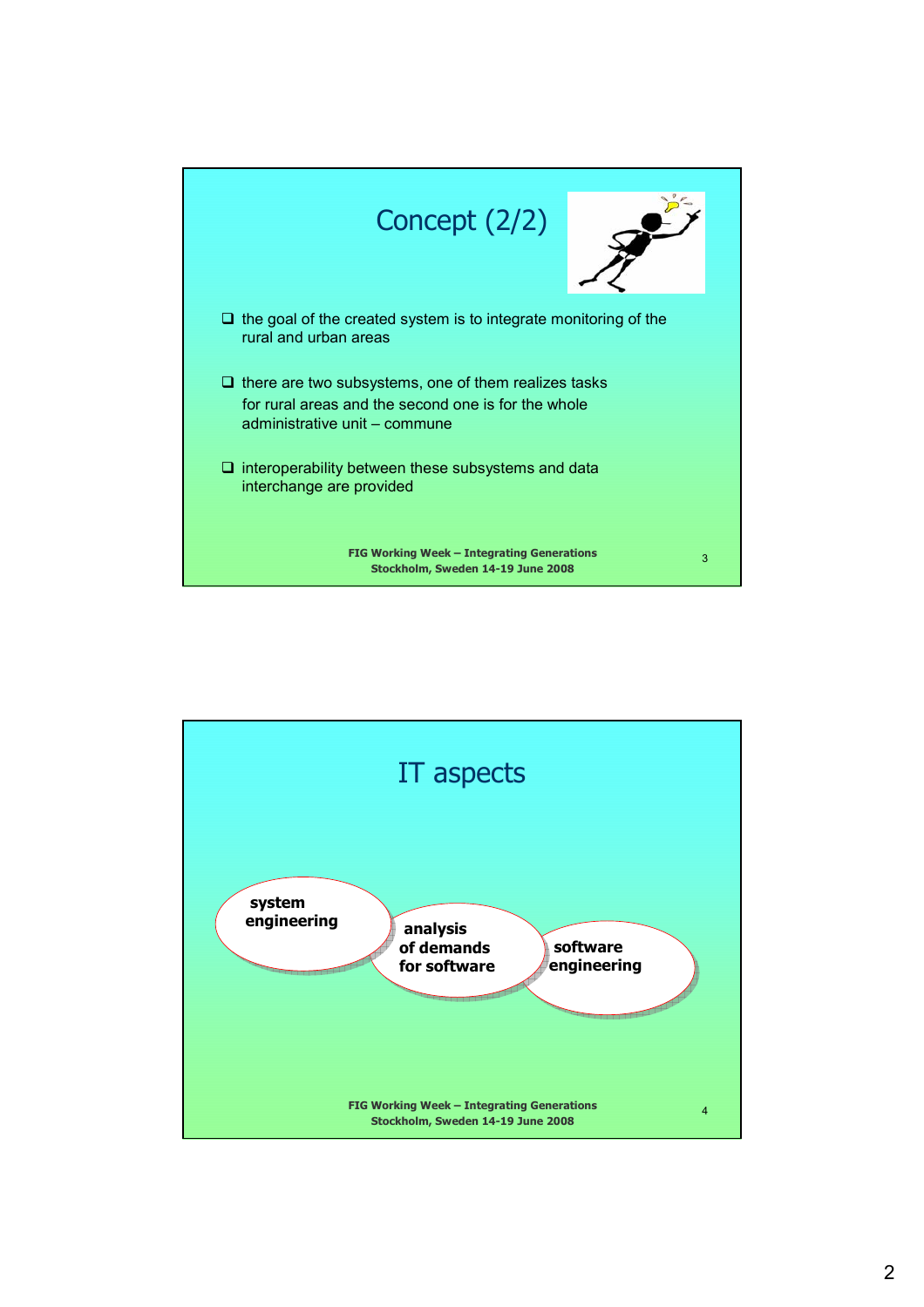## Concept (2/2)

- the goal of the created system is to integrate monitoring of the rural and urban areas
- there are two subsystems, one of them realizes tasks for rural areas and the second one is for the whole administrative unit – commune
- interoperability between these subsystems and data interchange are provided

## IT aspects

**system engineering**

**analysis of demands for software**

**software engineering**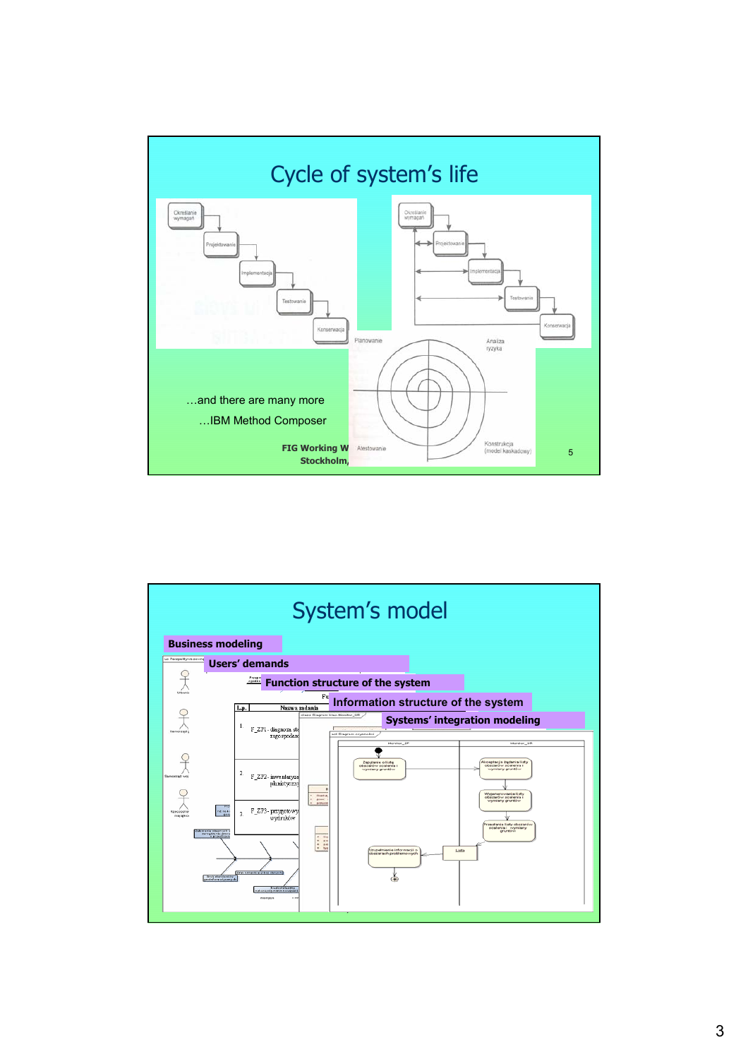# Cycle of system's life

Określanie wymagań → Projektowanie → Implementacja → Testowanie → Konserwacja

Planowanie | Analiza ryzyka | Atestowanie | Konstrukcja (model kaskadowy)

…and there are many more

…IBM Method Composer

FIG Working W…
Stockholm,…

# System's model

**Business modeling**

**Users' demands**

**Function structure of the system**

**Information structure of the system**

**Systems' integration modeling**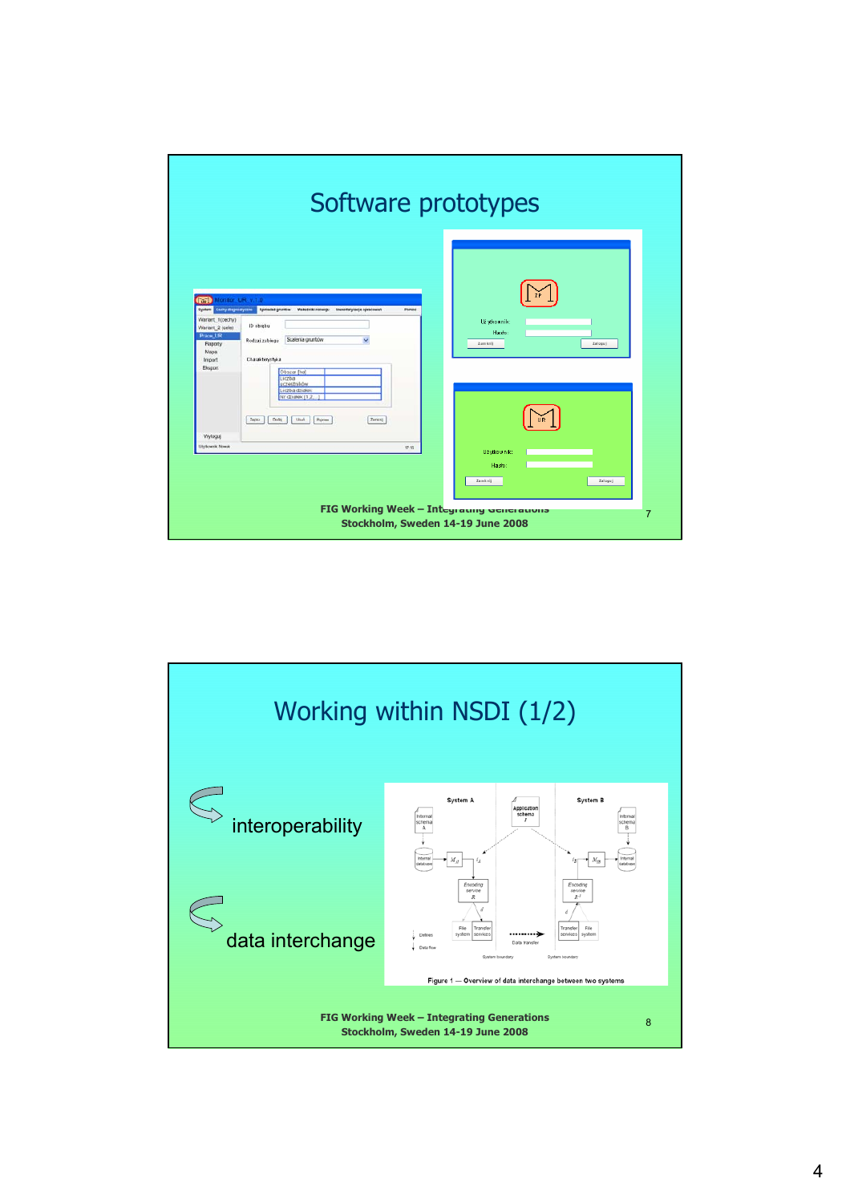# Software prototypes

# Working within NSDI (1/2)

- interoperability
- data interchange

Figure 1 — Overview of data interchange between two systems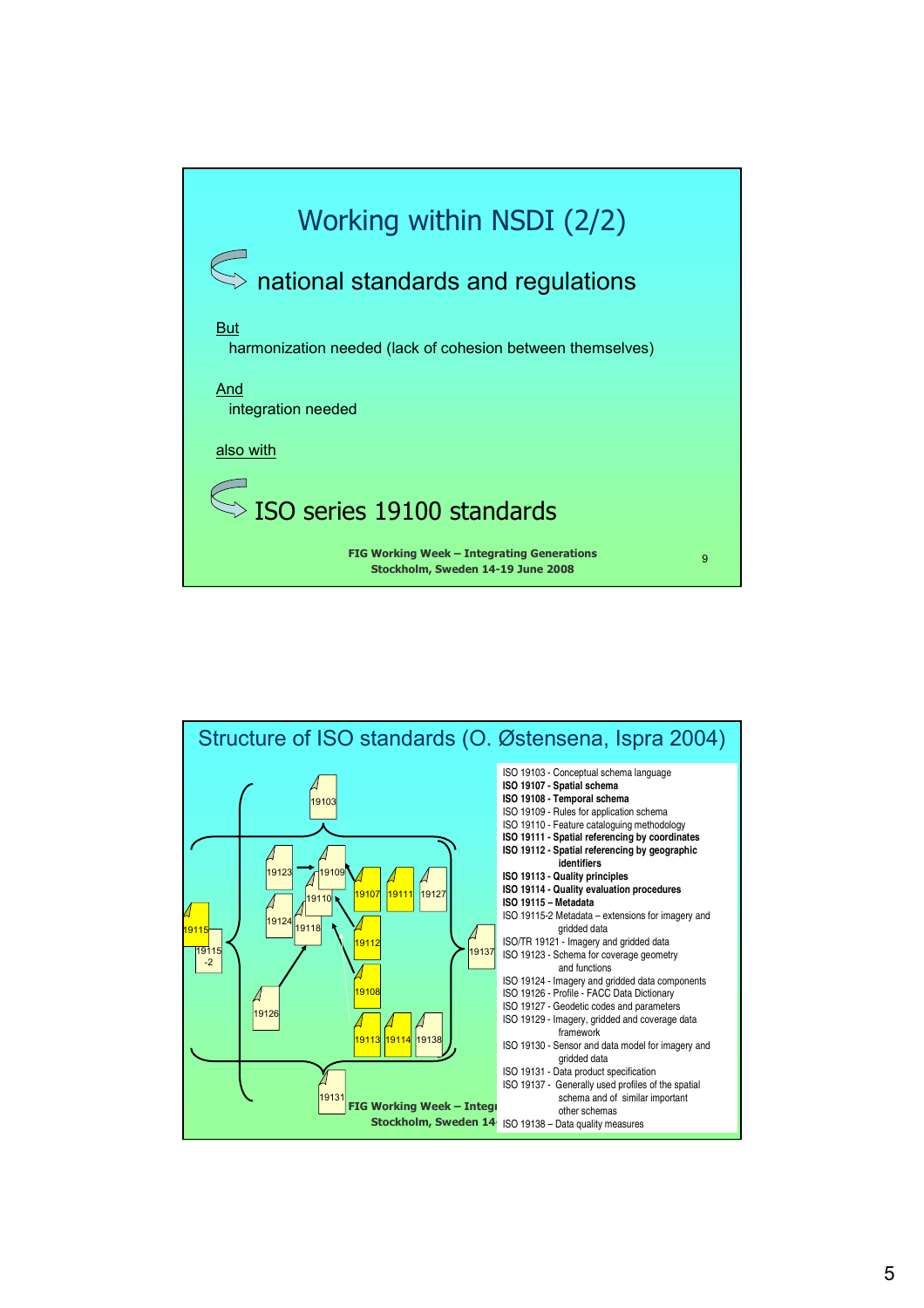## Working within NSDI (2/2)

national standards and regulations

But
harmonization needed (lack of cohesion between themselves)

And
integration needed

also with

ISO series 19100 standards

FIG Working Week – Integrating Generations
Stockholm, Sweden 14-19 June 2008

## Structure of ISO standards (O. Østensena, Ispra 2004)

19103
19123 19109
19110
19107 19111 19127
19124 19118
19115
19115 -2
19112
19137
19108
19126
19113 19114 19138
19131

- ISO 19103 - Conceptual schema language
- **ISO 19107 - Spatial schema**
- **ISO 19108 - Temporal schema**
- ISO 19109 - Rules for application schema
- ISO 19110 - Feature cataloguing methodology
- **ISO 19111 - Spatial referencing by coordinates**
- **ISO 19112 - Spatial referencing by geographic identifiers**
- **ISO 19113 - Quality principles**
- **ISO 19114 - Quality evaluation procedures**
- **ISO 19115 – Metadata**
- ISO 19115-2 Metadata – extensions for imagery and gridded data
- ISO/TR 19121 - Imagery and gridded data
- ISO 19123 - Schema for coverage geometry and functions
- ISO 19124 - Imagery and gridded data components
- ISO 19126 - Profile - FACC Data Dictionary
- ISO 19127 - Geodetic codes and parameters
- ISO 19129 - Imagery, gridded and coverage data framework
- ISO 19130 - Sensor and data model for imagery and gridded data
- ISO 19131 - Data product specification
- ISO 19137 - Generally used profiles of the spatial schema and of similar important other schemas
- ISO 19138 – Data quality measures

FIG Working Week – Integ...
Stockholm, Sweden 14...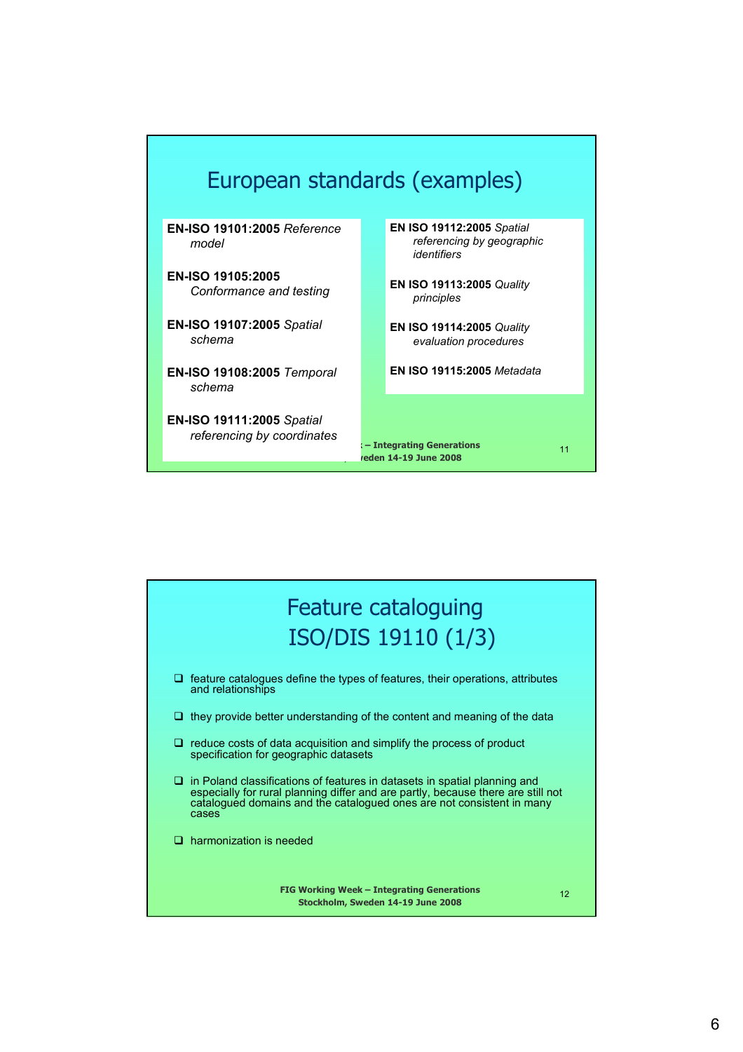## European standards (examples)

**EN-ISO 19101:2005** *Reference model*

**EN-ISO 19105:2005** *Conformance and testing*

**EN-ISO 19107:2005** *Spatial schema*

**EN-ISO 19108:2005** *Temporal schema*

**EN-ISO 19111:2005** *Spatial referencing by coordinates*

**EN ISO 19112:2005** *Spatial referencing by geographic identifiers*

**EN ISO 19113:2005** *Quality principles*

**EN ISO 19114:2005** *Quality evaluation procedures*

**EN ISO 19115:2005** *Metadata*

## Feature cataloguing ISO/DIS 19110 (1/3)

- feature catalogues define the types of features, their operations, attributes and relationships
- they provide better understanding of the content and meaning of the data
- reduce costs of data acquisition and simplify the process of product specification for geographic datasets
- in Poland classifications of features in datasets in spatial planning and especially for rural planning differ and are partly, because there are still not catalogued domains and the catalogued ones are not consistent in many cases
- harmonization is needed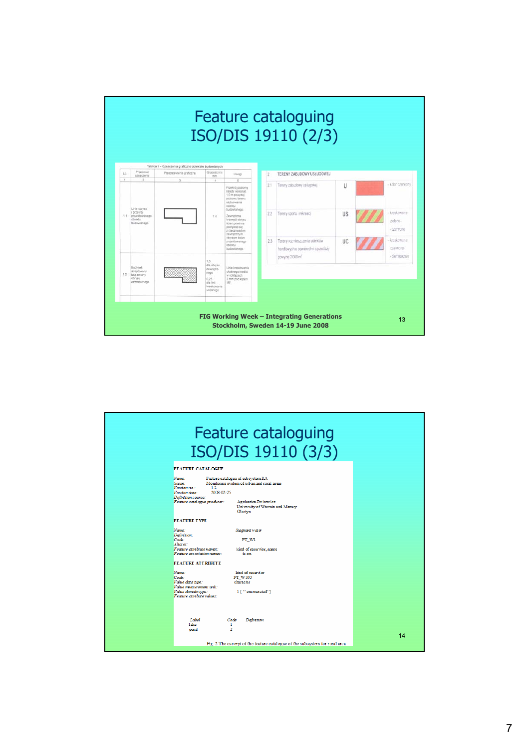# Feature cataloguing ISO/DIS 19110 (2/3)

Tablica 1 – Oznaczenia graficzne obiektów budowlanych

| Lp. | Przedmiot oznaczenia | Przedstawienie graficzne | Grubość linii mm | Uwagi |
|---|---|---|---|---|
| 1 | 2 | 3 | 4 | 5 |
| 1.1 | Linie obrysu i przekrój projektowanego obiektu budowlanego | | 1.4 | Przekrój poziomy należy wykonać 1,0 m powyżej poziomu terenu usytuowania obiektu budowlanego. Zewnętrzna krawędź obrysu ścian powinna pokrywać się z rzeczywistym zewnętrznym obrysem ścian projektowanego obiektu budowlanego |
| 1.2 | Budynek adaptowany bez zmiany obrysu zewnętrznego | | 1,0 dla obrysu zewnętrznego; 0,25 dla linii kreskowania ukośnego | Linie kreskowania ukośnego kreślić w odstępach 2 mm pod kątem 45° |

| 2 | TERENY ZABUDOWY USŁUGOWEJ | | | |
|---|---|---|---|---|
| 2.1 | Tereny zabudowy usługowej | U | | - kolor czerwony |
| 2.2 | Tereny sportu i rekreacji | US | | - kreskowanie zielono-czerwone |
| 2.3 | Tereny rozmieszczenia obiektów handlowych o powierzchni sprzedaży powyżej 2000 m² | UC | | - kreskowanie czerwono-ciemnoszare |

FIG Working Week – Integrating Generations
Stockholm, Sweden 14-19 June 2008

# Feature cataloguing ISO/DIS 19110 (3/3)

**FEATURE CATALOGUE**

*Name:* Feature catalogue of subsystem RA
*Scope:* Monitoring system of urban and rural areas
*Version no.:* 1.2
*Version date:* 2008-02-25
*Definition source:*
*Feature catalogue producer:* Agnieszka Zwirowicz, University of Warmia and Mazury, Olsztyn

**FEATURE TYPE**

*Name:* Stagnant water
*Definition:*
*Code:* PT_W1
*Aliases:*
*Feature attribute names:* kind of reservior, name
*Feature association names:* is on

**FEATURE ATTRIBUTE**

*Name:* kind of reservior
*Code:* PT_W100
*Value data type:* character
*Value measurement unit:*
*Value domain type:* 1 ("enumerated")
*Feature attribute values:*

| *Label* | *Code* | *Definition* |
|---|---|---|
| lake | 1 | |
| pond | 2 | |

Fig. 2 The excerpt of the feature catalogue of the subsystem for rural area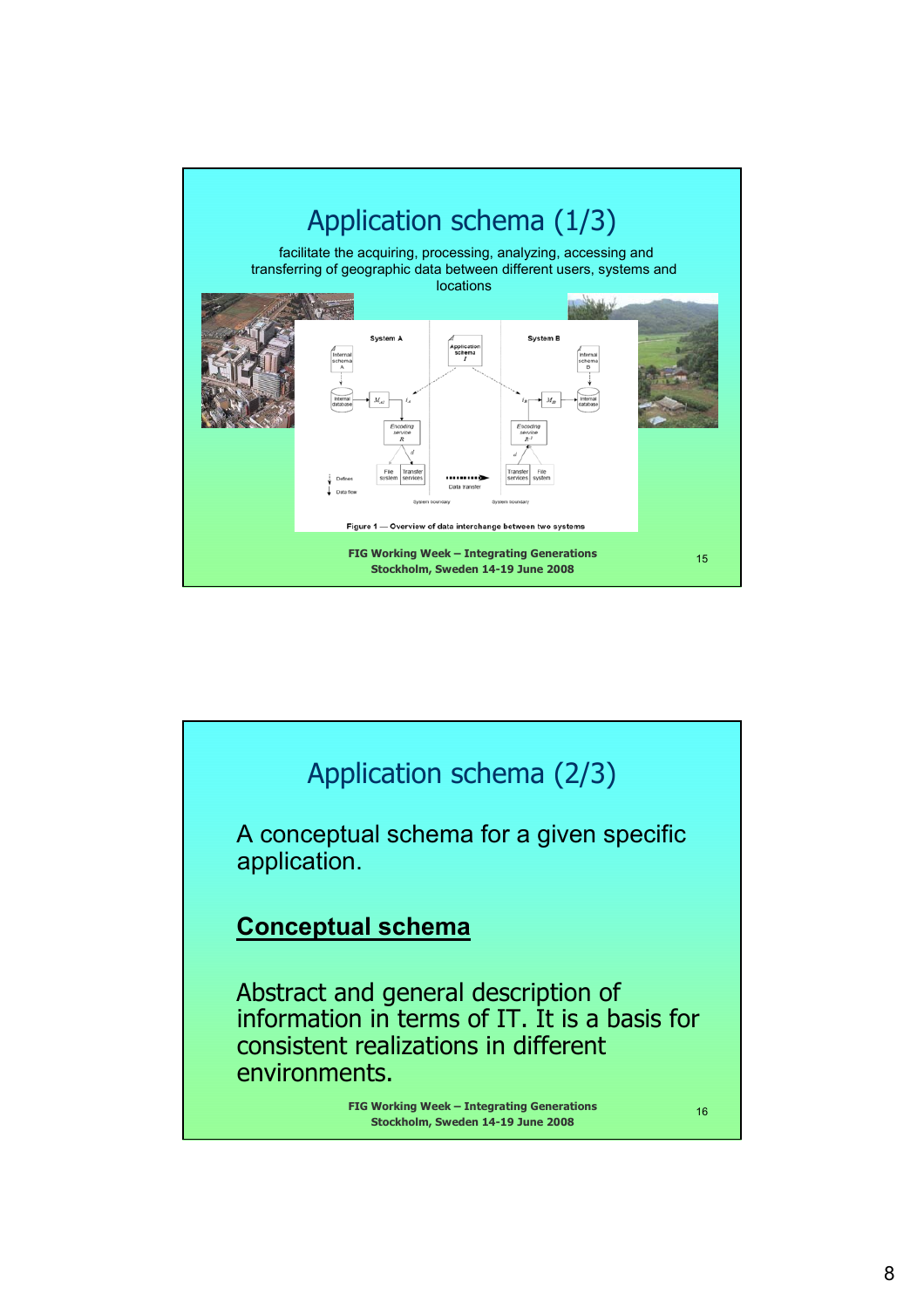## Application schema (1/3)

facilitate the acquiring, processing, analyzing, accessing and transferring of geographic data between different users, systems and locations

Figure 1 — Overview of data interchange between two systems

## Application schema (2/3)

A conceptual schema for a given specific application.

**Conceptual schema**

Abstract and general description of information in terms of IT. It is a basis for consistent realizations in different environments.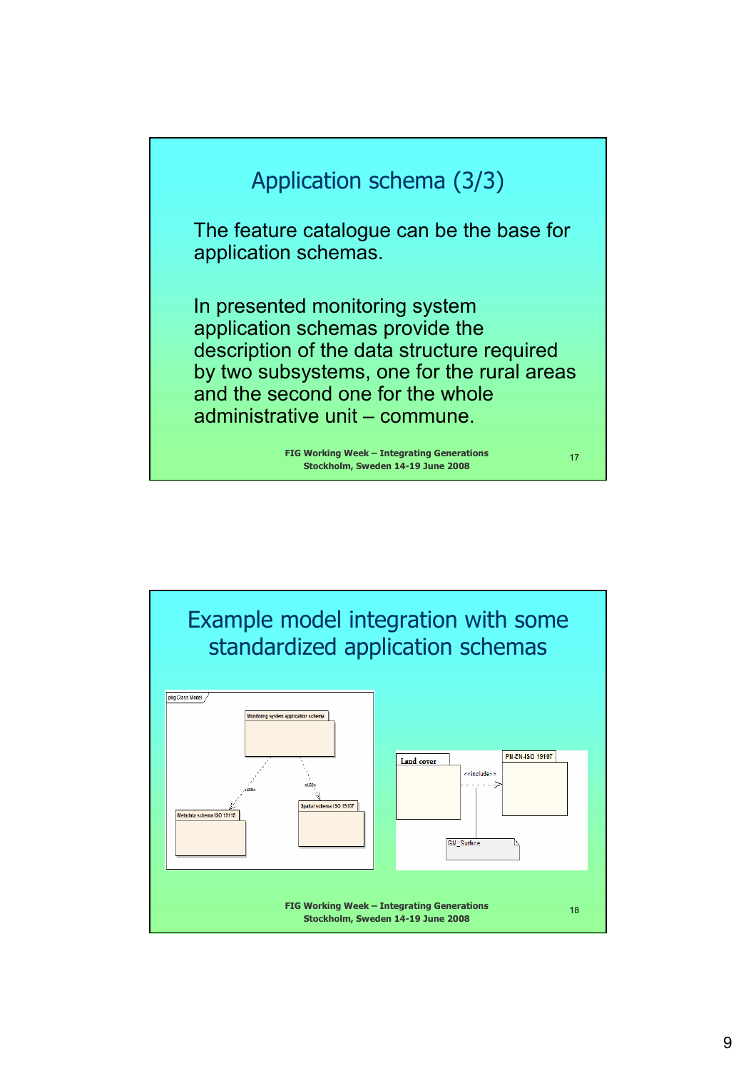## Application schema (3/3)

The feature catalogue can be the base for application schemas.

In presented monitoring system application schemas provide the description of the data structure required by two subsystems, one for the rural areas and the second one for the whole administrative unit – commune.

## Example model integration with some standardized application schemas

pkg Class Model

Monitoring system application schema

«use»

«use»

Metadata schema ISO 19115

Spatial schema ISO 19107

Land cover

<<include>>

PN-EN-ISO 19107

GM_Surface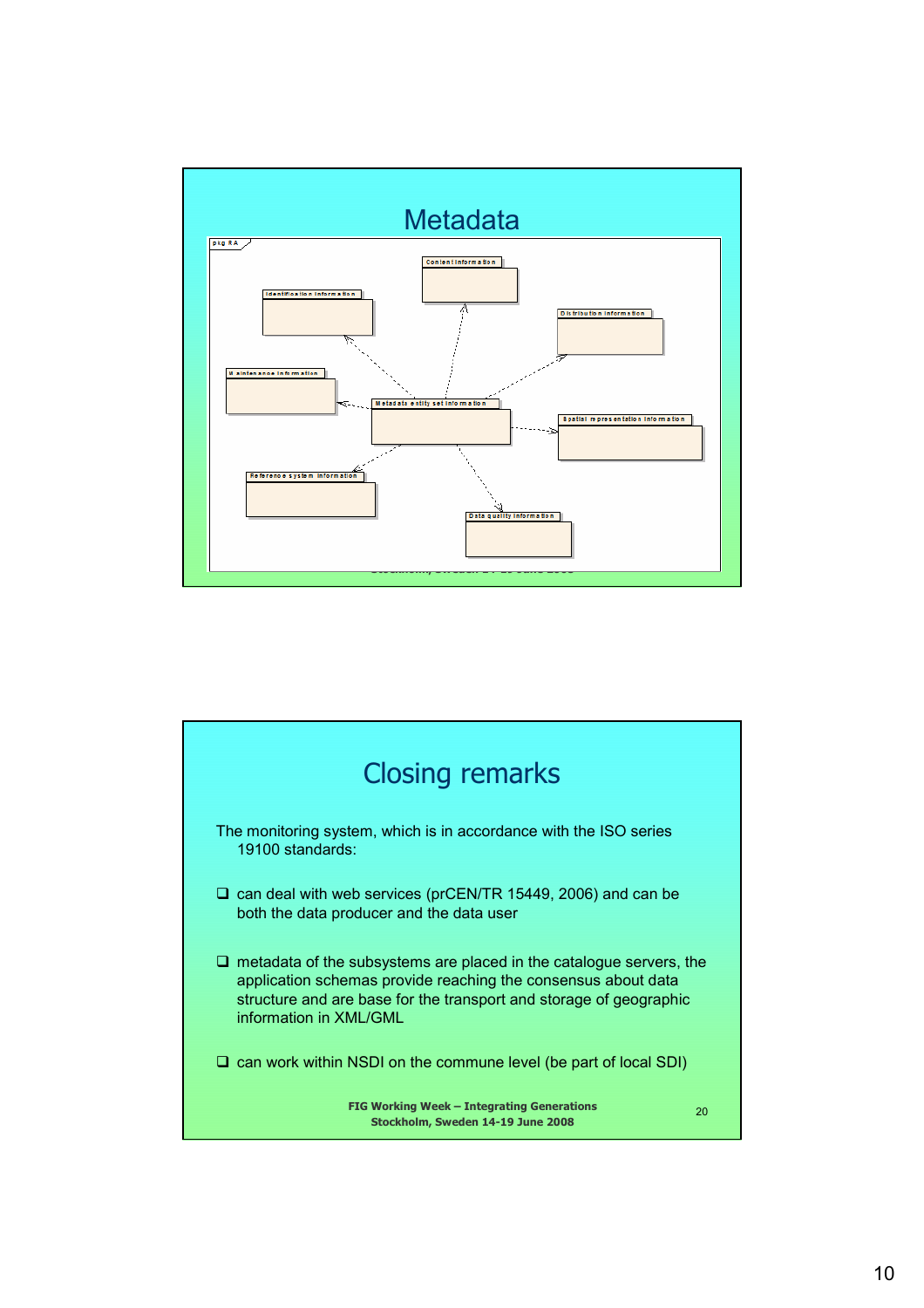## Metadata

pkg RA

Content information

Identification information

Distribution information

Maintenance information

Metadata entity set information

Spatial representation information

Reference system information

Data quality information

## Closing remarks

The monitoring system, which is in accordance with the ISO series 19100 standards:

- can deal with web services (prCEN/TR 15449, 2006) and can be both the data producer and the data user
- metadata of the subsystems are placed in the catalogue servers, the application schemas provide reaching the consensus about data structure and are base for the transport and storage of geographic information in XML/GML
- can work within NSDI on the commune level (be part of local SDI)